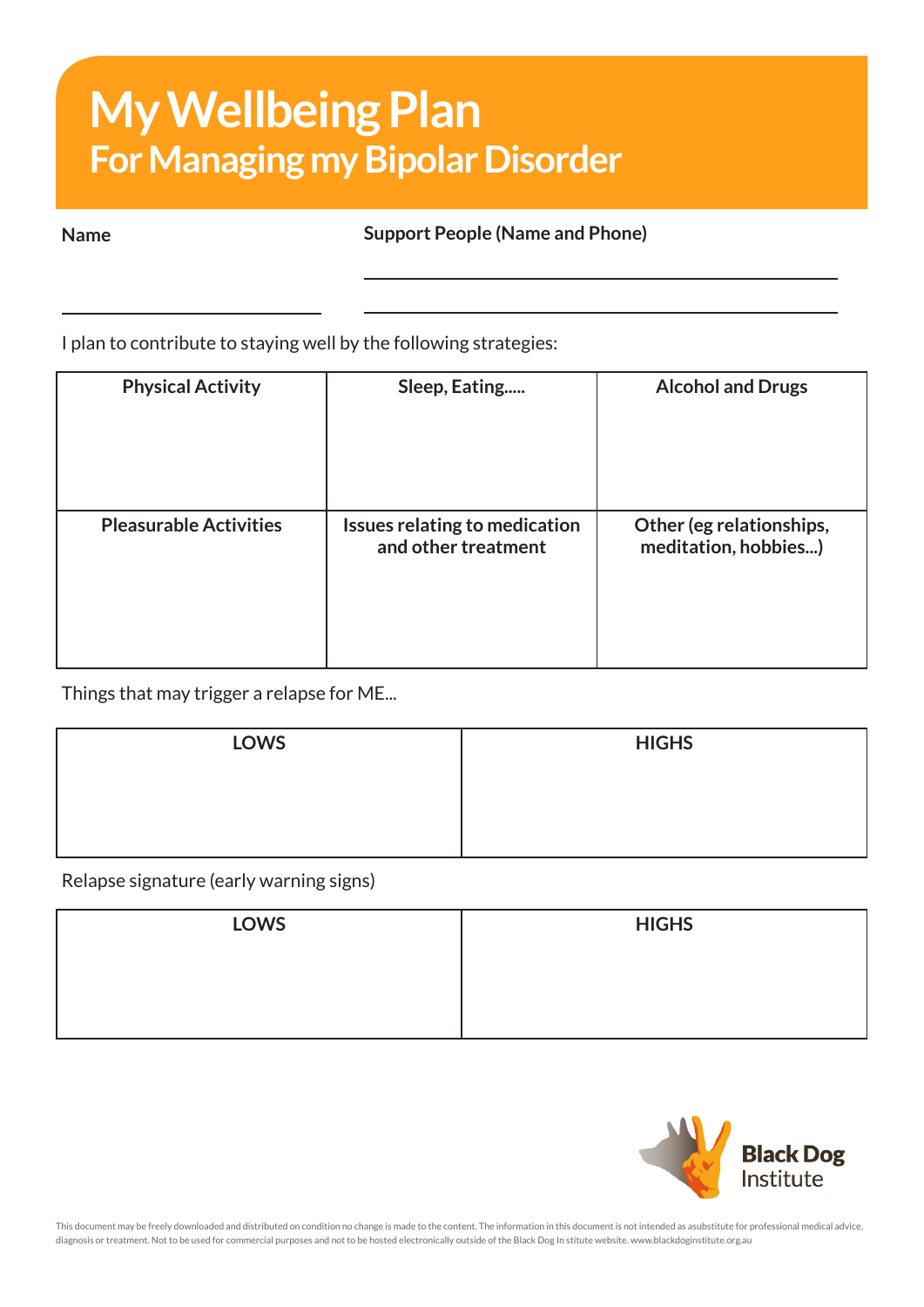# My Wellbeing Plan

## For Managing my Bipolar Disorder

**Name**

**Support People (Name and Phone)**

I plan to contribute to staying well by the following strategies:

| Physical Activity | Sleep, Eating..... | Alcohol and Drugs |
|---|---|---|
| | | |
| **Pleasurable Activities** | **Issues relating to medication and other treatment** | **Other (eg relationships, meditation, hobbies...)** |
| | | |

Things that may trigger a relapse for ME...

| LOWS | HIGHS |
|---|---|
| | |

Relapse signature (early warning signs)

| LOWS | HIGHS |
|---|---|
| | |

Black Dog Institute

This document may be freely downloaded and distributed on condition no change is made to the content. The information in this document is not intended as asubstitute for professional medical advice, diagnosis or treatment. Not to be used for commercial purposes and not to be hosted electronically outside of the Black Dog In stitute website. www.blackdoginstitute.org.au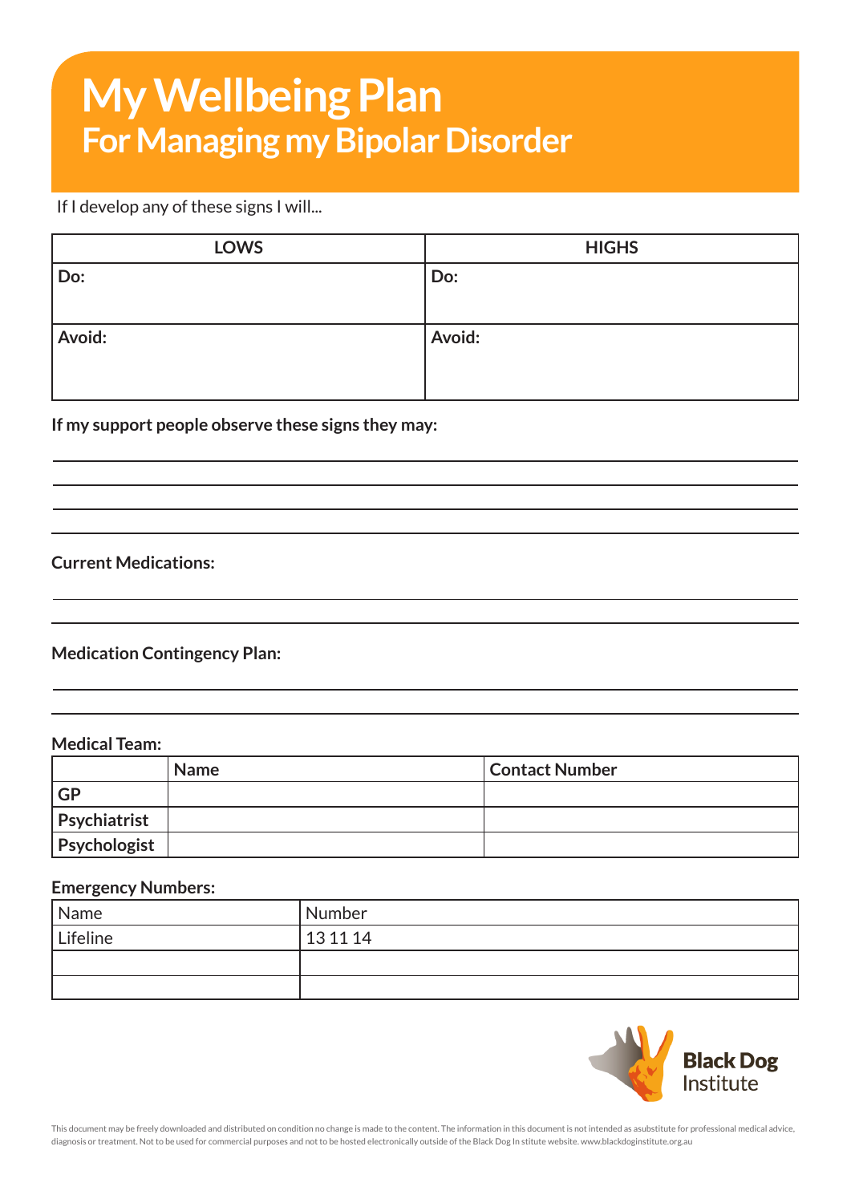# My Wellbeing Plan

## For Managing my Bipolar Disorder

If I develop any of these signs I will...

| LOWS | HIGHS |
| --- | --- |
| **Do:** | **Do:** |
| **Avoid:** | **Avoid:** |

**If my support people observe these signs they may:**

**Current Medications:**

**Medication Contingency Plan:**

**Medical Team:**

| | Name | Contact Number |
| --- | --- | --- |
| **GP** | | |
| **Psychiatrist** | | |
| **Psychologist** | | |

**Emergency Numbers:**

| Name | Number |
| --- | --- |
| Lifeline | 13 11 14 |
| | |
| | |

Black Dog Institute

This document may be freely downloaded and distributed on condition no change is made to the content. The information in this document is not intended as asubstitute for professional medical advice, diagnosis or treatment. Not to be used for commercial purposes and not to be hosted electronically outside of the Black Dog In stitute website. www.blackdoginstitute.org.au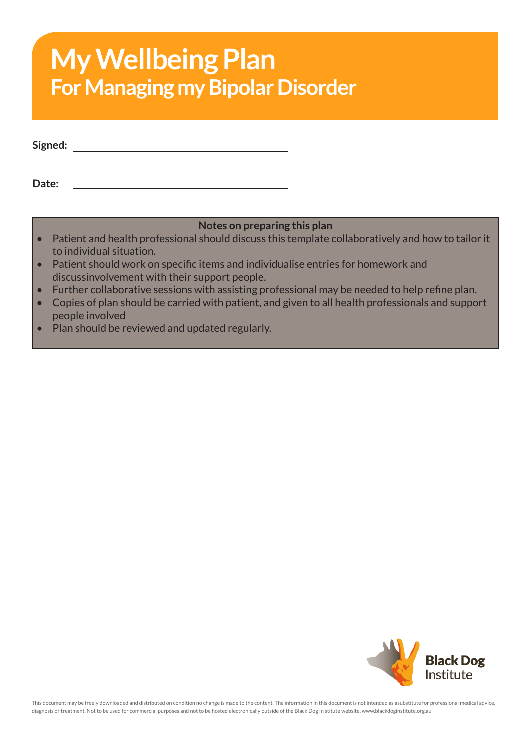# My Wellbeing Plan

## For Managing my Bipolar Disorder

**Signed:** ______________________________

**Date:** ______________________________

**Notes on preparing this plan**

- Patient and health professional should discuss this template collaboratively and how to tailor it to individual situation.
- Patient should work on specific items and individualise entries for homework and discussinvolvement with their support people.
- Further collaborative sessions with assisting professional may be needed to help refine plan.
- Copies of plan should be carried with patient, and given to all health professionals and support people involved
- Plan should be reviewed and updated regularly.

Black Dog Institute

This document may be freely downloaded and distributed on condition no change is made to the content. The information in this document is not intended as asubstitute for professional medical advice, diagnosis or treatment. Not to be used for commercial purposes and not to be hosted electronically outside of the Black Dog In stitute website. www.blackdoginstitute.org.au